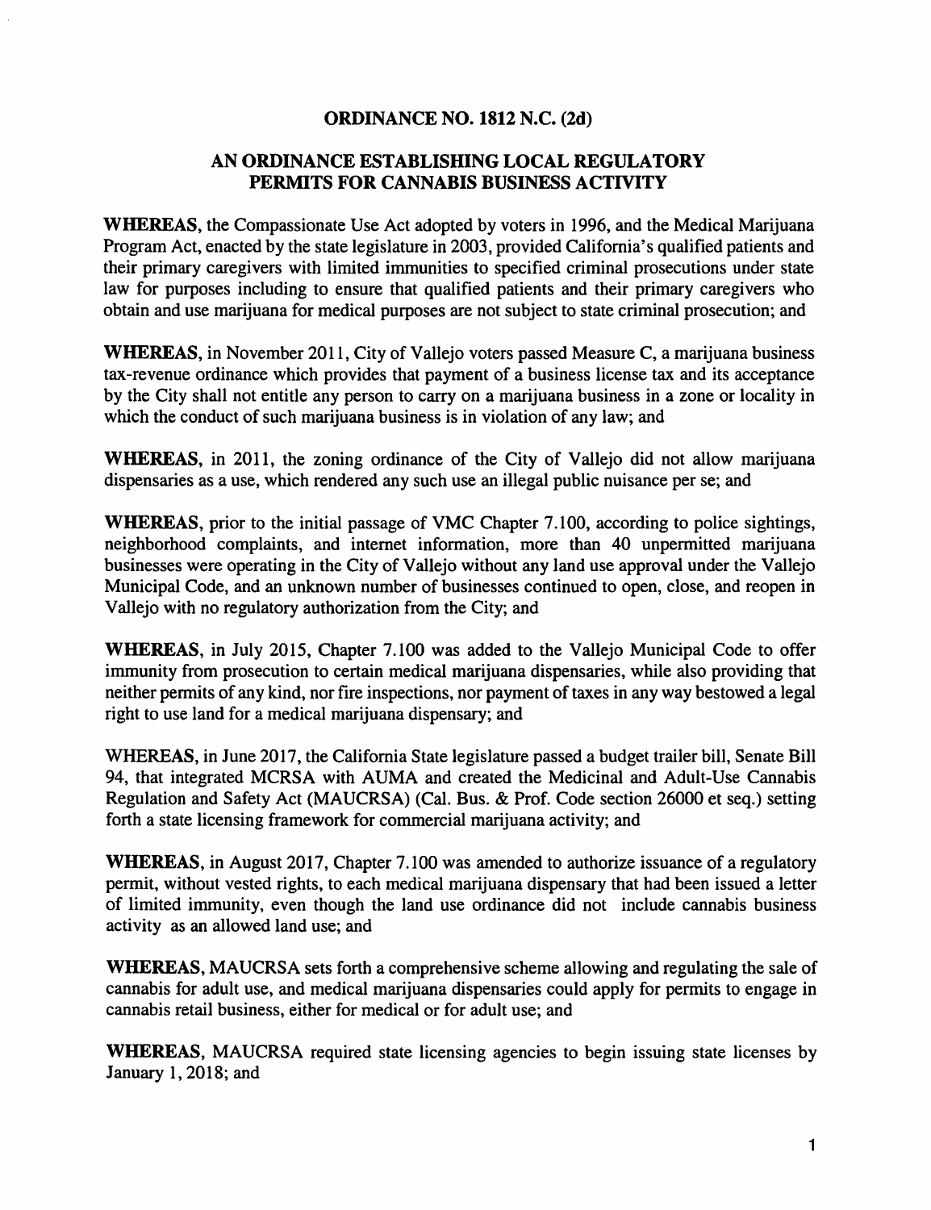# ORDINANCE NO. 1812 N.C. (2d)

## AN ORDINANCE ESTABLISHING LOCAL REGULATORY PERMITS FOR CANNABIS BUSINESS ACTIVITY

**WHEREAS**, the Compassionate Use Act adopted by voters in 1996, and the Medical Marijuana Program Act, enacted by the state legislature in 2003, provided California's qualified patients and their primary caregivers with limited immunities to specified criminal prosecutions under state law for purposes including to ensure that qualified patients and their primary caregivers who obtain and use marijuana for medical purposes are not subject to state criminal prosecution; and

**WHEREAS**, in November 2011, City of Vallejo voters passed Measure C, a marijuana business tax-revenue ordinance which provides that payment of a business license tax and its acceptance by the City shall not entitle any person to carry on a marijuana business in a zone or locality in which the conduct of such marijuana business is in violation of any law; and

**WHEREAS**, in 2011, the zoning ordinance of the City of Vallejo did not allow marijuana dispensaries as a use, which rendered any such use an illegal public nuisance per se; and

**WHEREAS**, prior to the initial passage of VMC Chapter 7.100, according to police sightings, neighborhood complaints, and internet information, more than 40 unpermitted marijuana businesses were operating in the City of Vallejo without any land use approval under the Vallejo Municipal Code, and an unknown number of businesses continued to open, close, and reopen in Vallejo with no regulatory authorization from the City; and

**WHEREAS**, in July 2015, Chapter 7.100 was added to the Vallejo Municipal Code to offer immunity from prosecution to certain medical marijuana dispensaries, while also providing that neither permits of any kind, nor fire inspections, nor payment of taxes in any way bestowed a legal right to use land for a medical marijuana dispensary; and

WHEREAS, in June 2017, the California State legislature passed a budget trailer bill, Senate Bill 94, that integrated MCRSA with AUMA and created the Medicinal and Adult-Use Cannabis Regulation and Safety Act (MAUCRSA) (Cal. Bus. & Prof. Code section 26000 et seq.) setting forth a state licensing framework for commercial marijuana activity; and

**WHEREAS**, in August 2017, Chapter 7.100 was amended to authorize issuance of a regulatory permit, without vested rights, to each medical marijuana dispensary that had been issued a letter of limited immunity, even though the land use ordinance did not include cannabis business activity as an allowed land use; and

**WHEREAS**, MAUCRSA sets forth a comprehensive scheme allowing and regulating the sale of cannabis for adult use, and medical marijuana dispensaries could apply for permits to engage in cannabis retail business, either for medical or for adult use; and

**WHEREAS**, MAUCRSA required state licensing agencies to begin issuing state licenses by January 1, 2018; and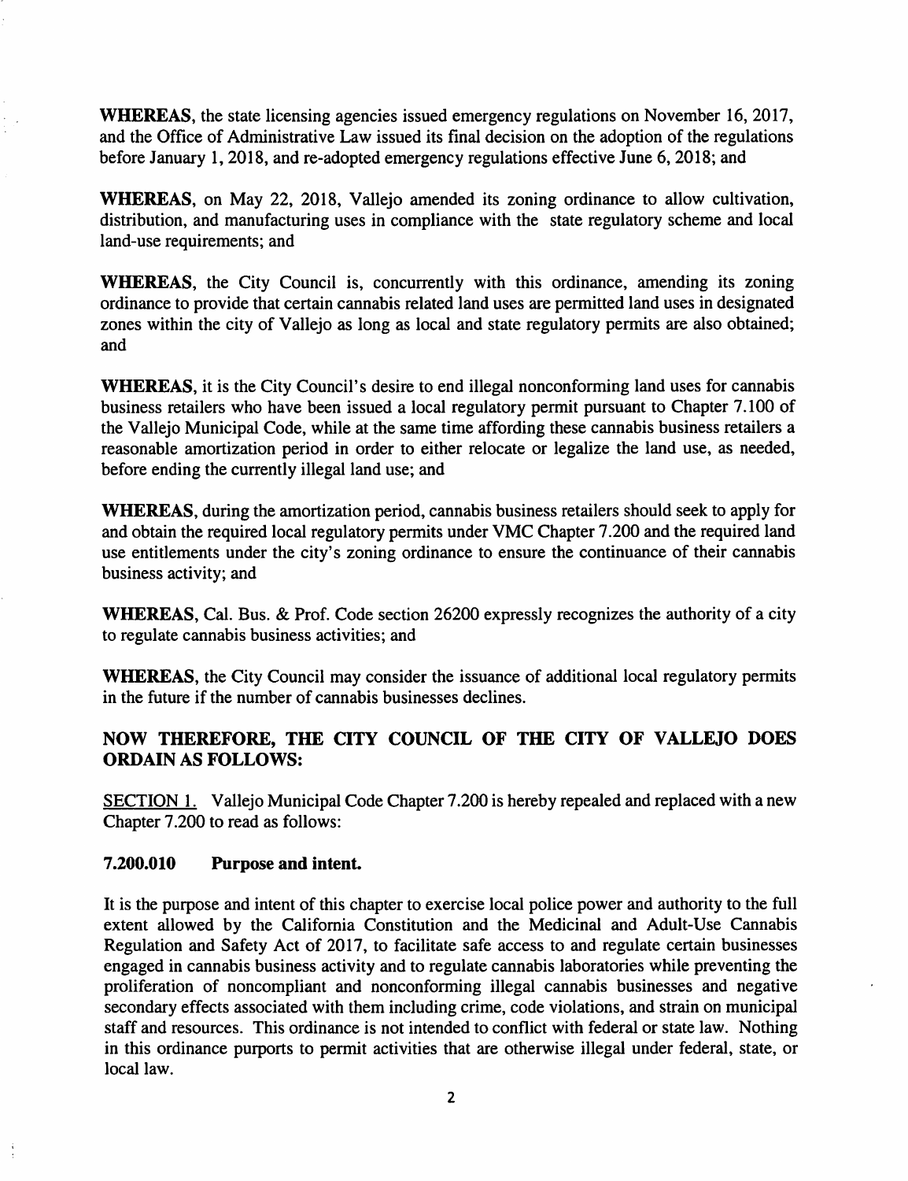**WHEREAS**, the state licensing agencies issued emergency regulations on November 16, 2017, and the Office of Administrative Law issued its final decision on the adoption of the regulations before January 1, 2018, and re-adopted emergency regulations effective June 6, 2018; and

**WHEREAS**, on May 22, 2018, Vallejo amended its zoning ordinance to allow cultivation, distribution, and manufacturing uses in compliance with the state regulatory scheme and local land-use requirements; and

**WHEREAS**, the City Council is, concurrently with this ordinance, amending its zoning ordinance to provide that certain cannabis related land uses are permitted land uses in designated zones within the city of Vallejo as long as local and state regulatory permits are also obtained; and

**WHEREAS**, it is the City Council's desire to end illegal nonconforming land uses for cannabis business retailers who have been issued a local regulatory permit pursuant to Chapter 7.100 of the Vallejo Municipal Code, while at the same time affording these cannabis business retailers a reasonable amortization period in order to either relocate or legalize the land use, as needed, before ending the currently illegal land use; and

**WHEREAS**, during the amortization period, cannabis business retailers should seek to apply for and obtain the required local regulatory permits under VMC Chapter 7.200 and the required land use entitlements under the city's zoning ordinance to ensure the continuance of their cannabis business activity; and

**WHEREAS**, Cal. Bus. & Prof. Code section 26200 expressly recognizes the authority of a city to regulate cannabis business activities; and

**WHEREAS**, the City Council may consider the issuance of additional local regulatory permits in the future if the number of cannabis businesses declines.

## NOW THEREFORE, THE CITY COUNCIL OF THE CITY OF VALLEJO DOES ORDAIN AS FOLLOWS:

SECTION 1. Vallejo Municipal Code Chapter 7.200 is hereby repealed and replaced with a new Chapter 7.200 to read as follows:

### 7.200.010 Purpose and intent.

It is the purpose and intent of this chapter to exercise local police power and authority to the full extent allowed by the California Constitution and the Medicinal and Adult-Use Cannabis Regulation and Safety Act of 2017, to facilitate safe access to and regulate certain businesses engaged in cannabis business activity and to regulate cannabis laboratories while preventing the proliferation of noncompliant and nonconforming illegal cannabis businesses and negative secondary effects associated with them including crime, code violations, and strain on municipal staff and resources. This ordinance is not intended to conflict with federal or state law. Nothing in this ordinance purports to permit activities that are otherwise illegal under federal, state, or local law.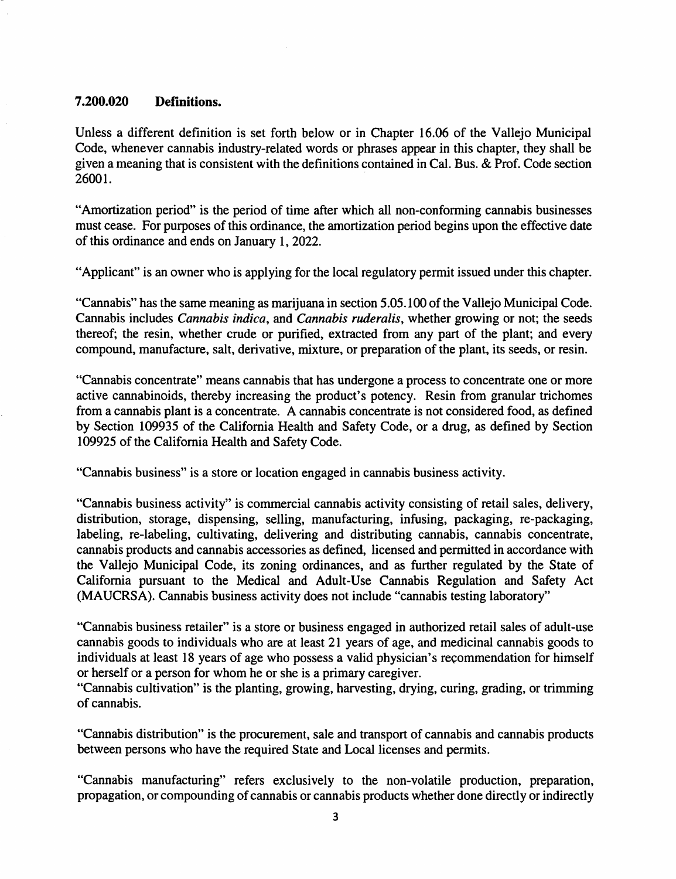### 7.200.020 Definitions.

Unless a different definition is set forth below or in Chapter 16.06 of the Vallejo Municipal Code, whenever cannabis industry-related words or phrases appear in this chapter, they shall be given a meaning that is consistent with the definitions contained in Cal. Bus. & Prof. Code section 26001.

"Amortization period" is the period of time after which all non-conforming cannabis businesses must cease. For purposes of this ordinance, the amortization period begins upon the effective date of this ordinance and ends on January 1, 2022.

"Applicant" is an owner who is applying for the local regulatory permit issued under this chapter.

"Cannabis" has the same meaning as marijuana in section 5.05.100 of the Vallejo Municipal Code. Cannabis includes *Cannabis indica*, and *Cannabis ruderalis*, whether growing or not; the seeds thereof; the resin, whether crude or purified, extracted from any part of the plant; and every compound, manufacture, salt, derivative, mixture, or preparation of the plant, its seeds, or resin.

"Cannabis concentrate" means cannabis that has undergone a process to concentrate one or more active cannabinoids, thereby increasing the product's potency. Resin from granular trichomes from a cannabis plant is a concentrate. A cannabis concentrate is not considered food, as defined by Section 109935 of the California Health and Safety Code, or a drug, as defined by Section 109925 of the California Health and Safety Code.

"Cannabis business" is a store or location engaged in cannabis business activity.

"Cannabis business activity" is commercial cannabis activity consisting of retail sales, delivery, distribution, storage, dispensing, selling, manufacturing, infusing, packaging, re-packaging, labeling, re-labeling, cultivating, delivering and distributing cannabis, cannabis concentrate, cannabis products and cannabis accessories as defined, licensed and permitted in accordance with the Vallejo Municipal Code, its zoning ordinances, and as further regulated by the State of California pursuant to the Medical and Adult-Use Cannabis Regulation and Safety Act (MAUCRSA). Cannabis business activity does not include "cannabis testing laboratory"

"Cannabis business retailer" is a store or business engaged in authorized retail sales of adult-use cannabis goods to individuals who are at least 21 years of age, and medicinal cannabis goods to individuals at least 18 years of age who possess a valid physician's reçommendation for himself or herself or a person for whom he or she is a primary caregiver.

"Cannabis cultivation" is the planting, growing, harvesting, drying, curing, grading, or trimming of cannabis.

"Cannabis distribution" is the procurement, sale and transport of cannabis and cannabis products between persons who have the required State and Local licenses and permits.

"Cannabis manufacturing" refers exclusively to the non-volatile production, preparation, propagation, or compounding of cannabis or cannabis products whether done directly or indirectly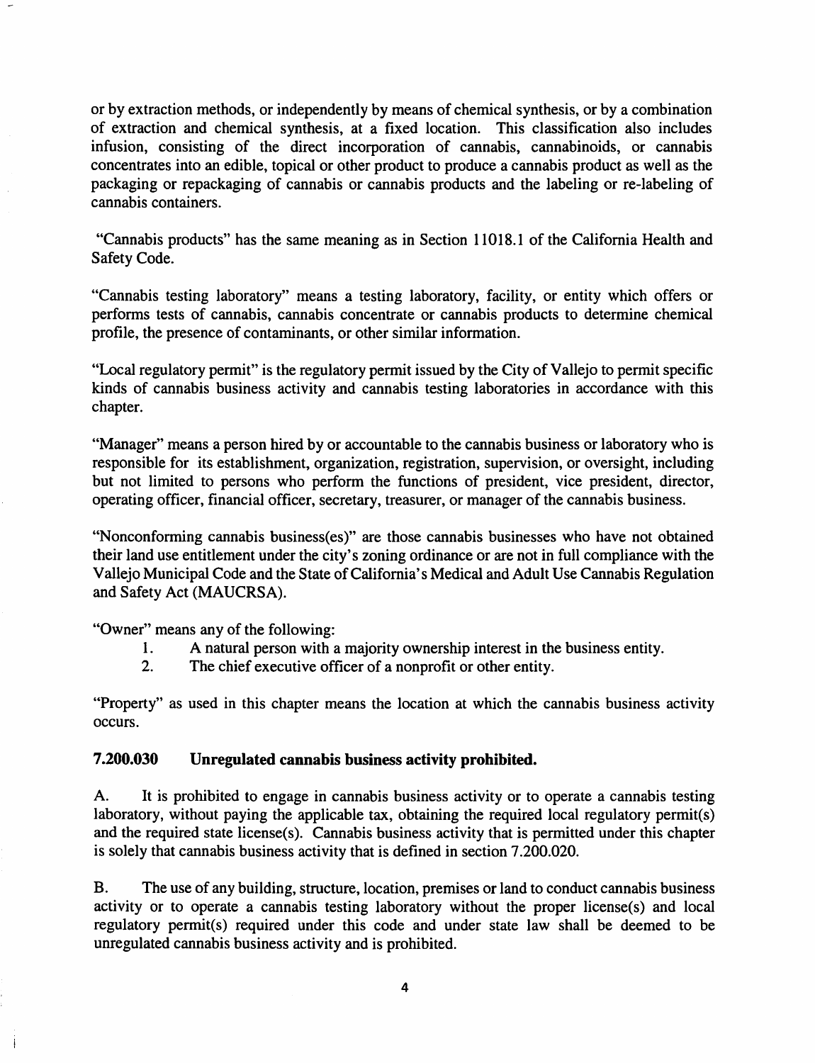or by extraction methods, or independently by means of chemical synthesis, or by a combination of extraction and chemical synthesis, at a fixed location. This classification also includes infusion, consisting of the direct incorporation of cannabis, cannabinoids, or cannabis concentrates into an edible, topical or other product to produce a cannabis product as well as the packaging or repackaging of cannabis or cannabis products and the labeling or re-labeling of cannabis containers.

"Cannabis products" has the same meaning as in Section 11018.1 of the California Health and Safety Code.

"Cannabis testing laboratory" means a testing laboratory, facility, or entity which offers or performs tests of cannabis, cannabis concentrate or cannabis products to determine chemical profile, the presence of contaminants, or other similar information.

"Local regulatory permit" is the regulatory permit issued by the City of Vallejo to permit specific kinds of cannabis business activity and cannabis testing laboratories in accordance with this chapter.

"Manager" means a person hired by or accountable to the cannabis business or laboratory who is responsible for its establishment, organization, registration, supervision, or oversight, including but not limited to persons who perform the functions of president, vice president, director, operating officer, financial officer, secretary, treasurer, or manager of the cannabis business.

"Nonconforming cannabis business(es)" are those cannabis businesses who have not obtained their land use entitlement under the city's zoning ordinance or are not in full compliance with the Vallejo Municipal Code and the State of California's Medical and Adult Use Cannabis Regulation and Safety Act (MAUCRSA).

"Owner" means any of the following:

1. A natural person with a majority ownership interest in the business entity.
2. The chief executive officer of a nonprofit or other entity.

"Property" as used in this chapter means the location at which the cannabis business activity occurs.

### 7.200.030 Unregulated cannabis business activity prohibited.

A. It is prohibited to engage in cannabis business activity or to operate a cannabis testing laboratory, without paying the applicable tax, obtaining the required local regulatory permit(s) and the required state license(s). Cannabis business activity that is permitted under this chapter is solely that cannabis business activity that is defined in section 7.200.020.

B. The use of any building, structure, location, premises or land to conduct cannabis business activity or to operate a cannabis testing laboratory without the proper license(s) and local regulatory permit(s) required under this code and under state law shall be deemed to be unregulated cannabis business activity and is prohibited.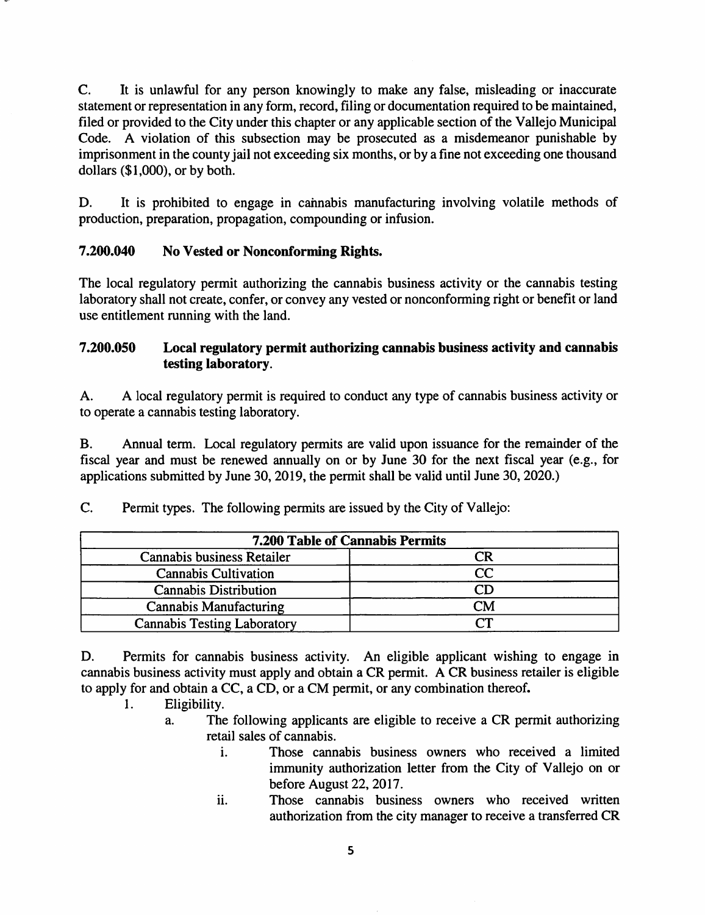C. It is unlawful for any person knowingly to make any false, misleading or inaccurate statement or representation in any form, record, filing or documentation required to be maintained, filed or provided to the City under this chapter or any applicable section of the Vallejo Municipal Code. A violation of this subsection may be prosecuted as a misdemeanor punishable by imprisonment in the county jail not exceeding six months, or by a fine not exceeding one thousand dollars ($1,000), or by both.

D. It is prohibited to engage in cannabis manufacturing involving volatile methods of production, preparation, propagation, compounding or infusion.

### 7.200.040 No Vested or Nonconforming Rights.

The local regulatory permit authorizing the cannabis business activity or the cannabis testing laboratory shall not create, confer, or convey any vested or nonconforming right or benefit or land use entitlement running with the land.

### 7.200.050 Local regulatory permit authorizing cannabis business activity and cannabis testing laboratory.

A. A local regulatory permit is required to conduct any type of cannabis business activity or to operate a cannabis testing laboratory.

B. Annual term. Local regulatory permits are valid upon issuance for the remainder of the fiscal year and must be renewed annually on or by June 30 for the next fiscal year (e.g., for applications submitted by June 30, 2019, the permit shall be valid until June 30, 2020.)

C. Permit types. The following permits are issued by the City of Vallejo:

| 7.200 Table of Cannabis Permits | |
|---|---|
| Cannabis business Retailer | CR |
| Cannabis Cultivation | CC |
| Cannabis Distribution | CD |
| Cannabis Manufacturing | CM |
| Cannabis Testing Laboratory | CT |

D. Permits for cannabis business activity. An eligible applicant wishing to engage in cannabis business activity must apply and obtain a CR permit. A CR business retailer is eligible to apply for and obtain a CC, a CD, or a CM permit, or any combination thereof.

1. Eligibility.
   a. The following applicants are eligible to receive a CR permit authorizing retail sales of cannabis.
      i. Those cannabis business owners who received a limited immunity authorization letter from the City of Vallejo on or before August 22, 2017.
      ii. Those cannabis business owners who received written authorization from the city manager to receive a transferred CR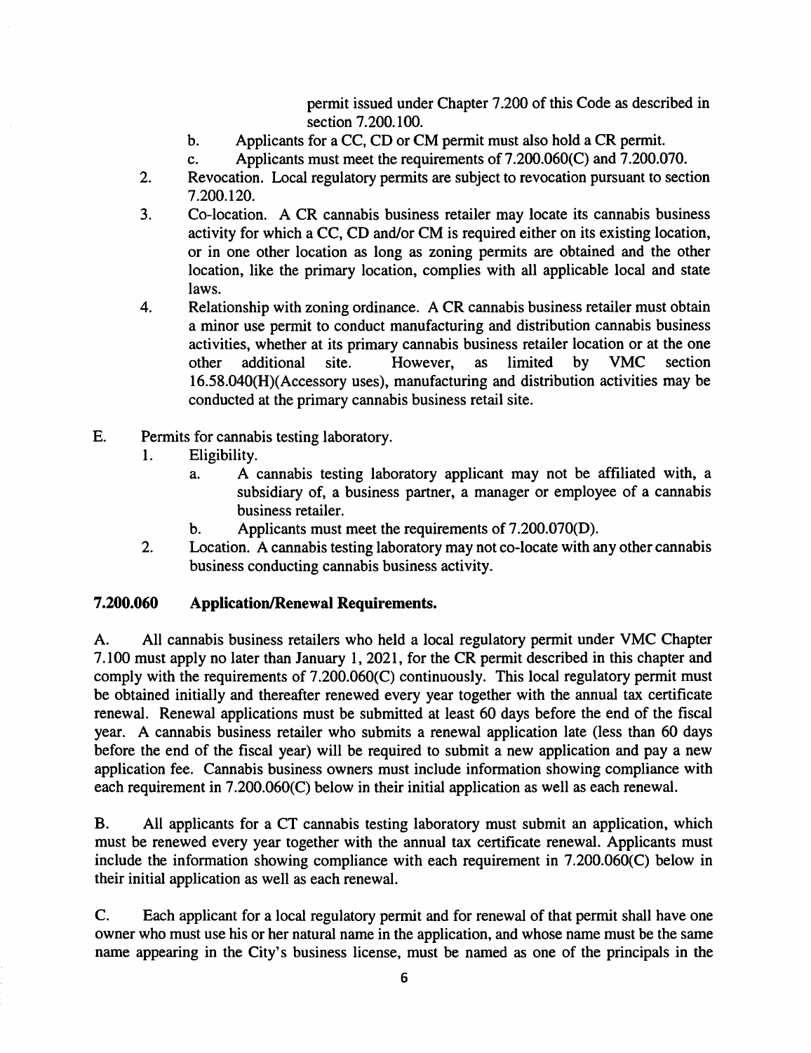permit issued under Chapter 7.200 of this Code as described in section 7.200.100.

b. Applicants for a CC, CD or CM permit must also hold a CR permit.

c. Applicants must meet the requirements of 7.200.060(C) and 7.200.070.

2. Revocation. Local regulatory permits are subject to revocation pursuant to section 7.200.120.

3. Co-location. A CR cannabis business retailer may locate its cannabis business activity for which a CC, CD and/or CM is required either on its existing location, or in one other location as long as zoning permits are obtained and the other location, like the primary location, complies with all applicable local and state laws.

4. Relationship with zoning ordinance. A CR cannabis business retailer must obtain a minor use permit to conduct manufacturing and distribution cannabis business activities, whether at its primary cannabis business retailer location or at the one other additional site. However, as limited by VMC section 16.58.040(H)(Accessory uses), manufacturing and distribution activities may be conducted at the primary cannabis business retail site.

E. Permits for cannabis testing laboratory.

1. Eligibility.

a. A cannabis testing laboratory applicant may not be affiliated with, a subsidiary of, a business partner, a manager or employee of a cannabis business retailer.

b. Applicants must meet the requirements of 7.200.070(D).

2. Location. A cannabis testing laboratory may not co-locate with any other cannabis business conducting cannabis business activity.

**7.200.060 Application/Renewal Requirements.**

A. All cannabis business retailers who held a local regulatory permit under VMC Chapter 7.100 must apply no later than January 1, 2021, for the CR permit described in this chapter and comply with the requirements of 7.200.060(C) continuously. This local regulatory permit must be obtained initially and thereafter renewed every year together with the annual tax certificate renewal. Renewal applications must be submitted at least 60 days before the end of the fiscal year. A cannabis business retailer who submits a renewal application late (less than 60 days before the end of the fiscal year) will be required to submit a new application and pay a new application fee. Cannabis business owners must include information showing compliance with each requirement in 7.200.060(C) below in their initial application as well as each renewal.

B. All applicants for a CT cannabis testing laboratory must submit an application, which must be renewed every year together with the annual tax certificate renewal. Applicants must include the information showing compliance with each requirement in 7.200.060(C) below in their initial application as well as each renewal.

C. Each applicant for a local regulatory permit and for renewal of that permit shall have one owner who must use his or her natural name in the application, and whose name must be the same name appearing in the City's business license, must be named as one of the principals in the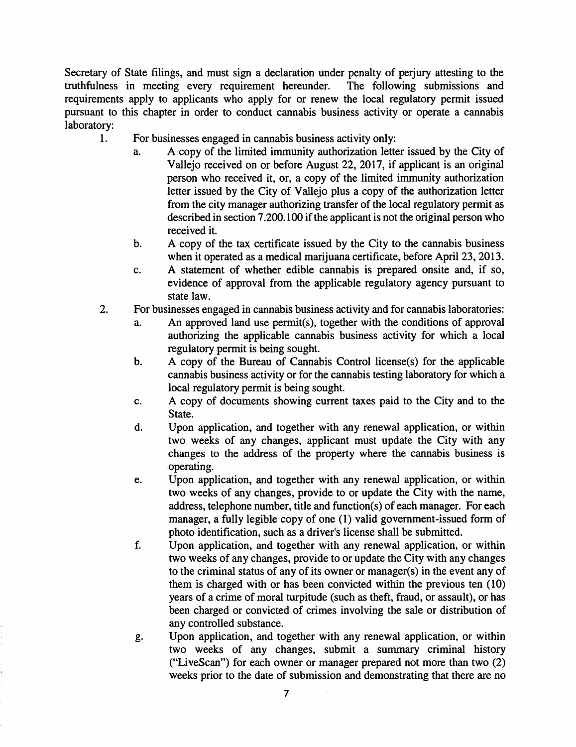Secretary of State filings, and must sign a declaration under penalty of perjury attesting to the truthfulness in meeting every requirement hereunder. The following submissions and requirements apply to applicants who apply for or renew the local regulatory permit issued pursuant to this chapter in order to conduct cannabis business activity or operate a cannabis laboratory:

1. For businesses engaged in cannabis business activity only:
   a. A copy of the limited immunity authorization letter issued by the City of Vallejo received on or before August 22, 2017, if applicant is an original person who received it, or, a copy of the limited immunity authorization letter issued by the City of Vallejo plus a copy of the authorization letter from the city manager authorizing transfer of the local regulatory permit as described in section 7.200.100 if the applicant is not the original person who received it.
   b. A copy of the tax certificate issued by the City to the cannabis business when it operated as a medical marijuana certificate, before April 23, 2013.
   c. A statement of whether edible cannabis is prepared onsite and, if so, evidence of approval from the applicable regulatory agency pursuant to state law.
2. For businesses engaged in cannabis business activity and for cannabis laboratories:
   a. An approved land use permit(s), together with the conditions of approval authorizing the applicable cannabis business activity for which a local regulatory permit is being sought.
   b. A copy of the Bureau of Cannabis Control license(s) for the applicable cannabis business activity or for the cannabis testing laboratory for which a local regulatory permit is being sought.
   c. A copy of documents showing current taxes paid to the City and to the State.
   d. Upon application, and together with any renewal application, or within two weeks of any changes, applicant must update the City with any changes to the address of the property where the cannabis business is operating.
   e. Upon application, and together with any renewal application, or within two weeks of any changes, provide to or update the City with the name, address, telephone number, title and function(s) of each manager. For each manager, a fully legible copy of one (1) valid government-issued form of photo identification, such as a driver's license shall be submitted.
   f. Upon application, and together with any renewal application, or within two weeks of any changes, provide to or update the City with any changes to the criminal status of any of its owner or manager(s) in the event any of them is charged with or has been convicted within the previous ten (10) years of a crime of moral turpitude (such as theft, fraud, or assault), or has been charged or convicted of crimes involving the sale or distribution of any controlled substance.
   g. Upon application, and together with any renewal application, or within two weeks of any changes, submit a summary criminal history ("LiveScan") for each owner or manager prepared not more than two (2) weeks prior to the date of submission and demonstrating that there are no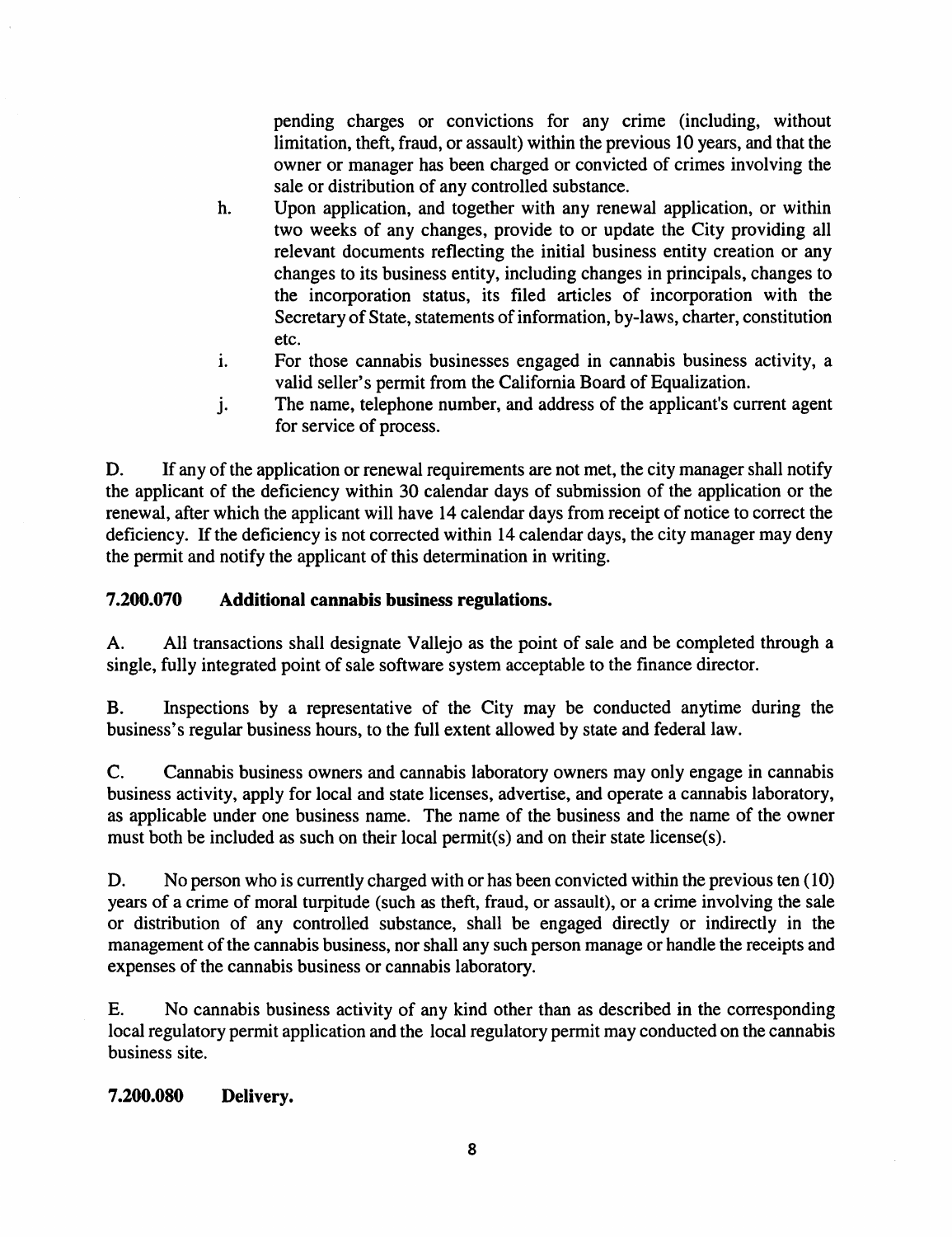pending charges or convictions for any crime (including, without limitation, theft, fraud, or assault) within the previous 10 years, and that the owner or manager has been charged or convicted of crimes involving the sale or distribution of any controlled substance.

h. Upon application, and together with any renewal application, or within two weeks of any changes, provide to or update the City providing all relevant documents reflecting the initial business entity creation or any changes to its business entity, including changes in principals, changes to the incorporation status, its filed articles of incorporation with the Secretary of State, statements of information, by-laws, charter, constitution etc.

i. For those cannabis businesses engaged in cannabis business activity, a valid seller's permit from the California Board of Equalization.

j. The name, telephone number, and address of the applicant's current agent for service of process.

D. If any of the application or renewal requirements are not met, the city manager shall notify the applicant of the deficiency within 30 calendar days of submission of the application or the renewal, after which the applicant will have 14 calendar days from receipt of notice to correct the deficiency. If the deficiency is not corrected within 14 calendar days, the city manager may deny the permit and notify the applicant of this determination in writing.

**7.200.070 Additional cannabis business regulations.**

A. All transactions shall designate Vallejo as the point of sale and be completed through a single, fully integrated point of sale software system acceptable to the finance director.

B. Inspections by a representative of the City may be conducted anytime during the business's regular business hours, to the full extent allowed by state and federal law.

C. Cannabis business owners and cannabis laboratory owners may only engage in cannabis business activity, apply for local and state licenses, advertise, and operate a cannabis laboratory, as applicable under one business name. The name of the business and the name of the owner must both be included as such on their local permit(s) and on their state license(s).

D. No person who is currently charged with or has been convicted within the previous ten (10) years of a crime of moral turpitude (such as theft, fraud, or assault), or a crime involving the sale or distribution of any controlled substance, shall be engaged directly or indirectly in the management of the cannabis business, nor shall any such person manage or handle the receipts and expenses of the cannabis business or cannabis laboratory.

E. No cannabis business activity of any kind other than as described in the corresponding local regulatory permit application and the local regulatory permit may conducted on the cannabis business site.

**7.200.080 Delivery.**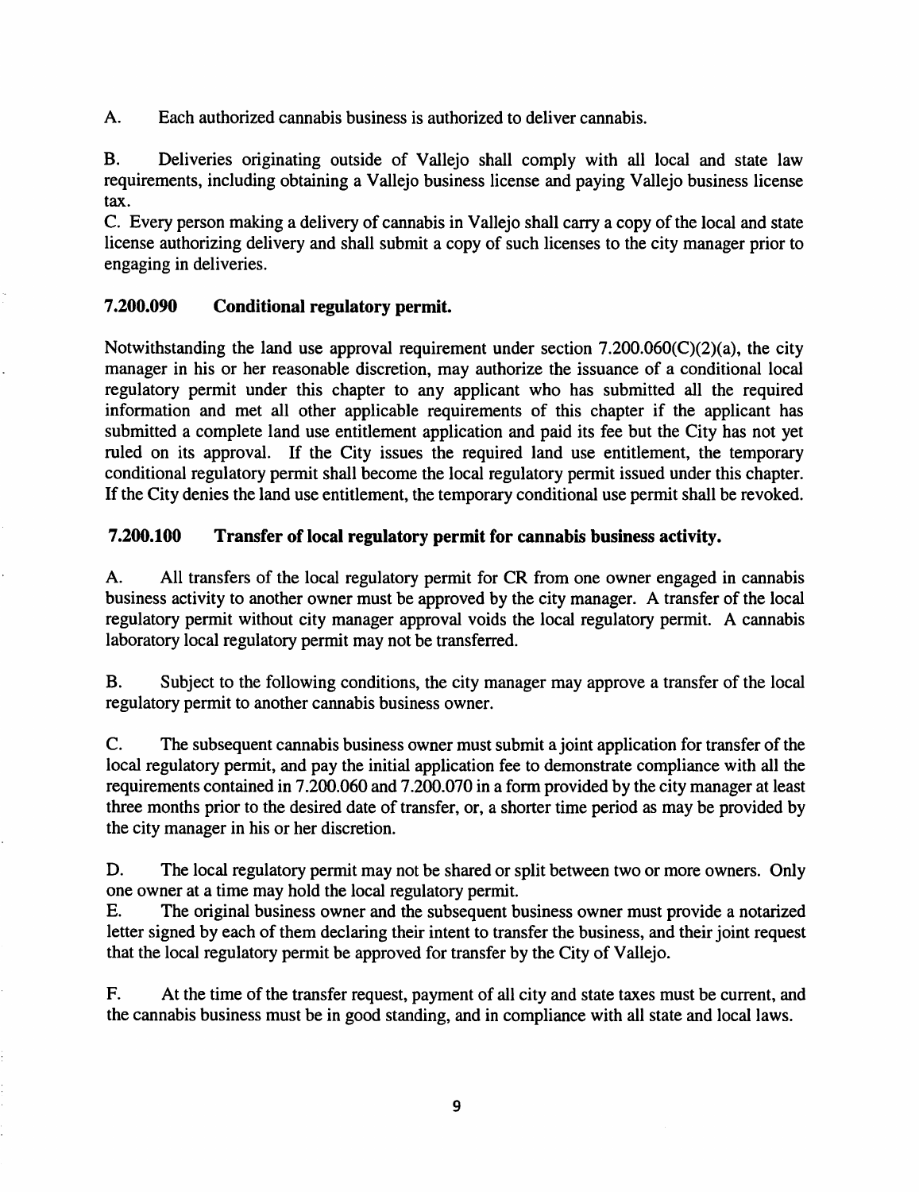A. Each authorized cannabis business is authorized to deliver cannabis.

B. Deliveries originating outside of Vallejo shall comply with all local and state law requirements, including obtaining a Vallejo business license and paying Vallejo business license tax.

C. Every person making a delivery of cannabis in Vallejo shall carry a copy of the local and state license authorizing delivery and shall submit a copy of such licenses to the city manager prior to engaging in deliveries.

### 7.200.090 Conditional regulatory permit.

Notwithstanding the land use approval requirement under section 7.200.060(C)(2)(a), the city manager in his or her reasonable discretion, may authorize the issuance of a conditional local regulatory permit under this chapter to any applicant who has submitted all the required information and met all other applicable requirements of this chapter if the applicant has submitted a complete land use entitlement application and paid its fee but the City has not yet ruled on its approval. If the City issues the required land use entitlement, the temporary conditional regulatory permit shall become the local regulatory permit issued under this chapter. If the City denies the land use entitlement, the temporary conditional use permit shall be revoked.

### 7.200.100 Transfer of local regulatory permit for cannabis business activity.

A. All transfers of the local regulatory permit for CR from one owner engaged in cannabis business activity to another owner must be approved by the city manager. A transfer of the local regulatory permit without city manager approval voids the local regulatory permit. A cannabis laboratory local regulatory permit may not be transferred.

B. Subject to the following conditions, the city manager may approve a transfer of the local regulatory permit to another cannabis business owner.

C. The subsequent cannabis business owner must submit a joint application for transfer of the local regulatory permit, and pay the initial application fee to demonstrate compliance with all the requirements contained in 7.200.060 and 7.200.070 in a form provided by the city manager at least three months prior to the desired date of transfer, or, a shorter time period as may be provided by the city manager in his or her discretion.

D. The local regulatory permit may not be shared or split between two or more owners. Only one owner at a time may hold the local regulatory permit.

E. The original business owner and the subsequent business owner must provide a notarized letter signed by each of them declaring their intent to transfer the business, and their joint request that the local regulatory permit be approved for transfer by the City of Vallejo.

F. At the time of the transfer request, payment of all city and state taxes must be current, and the cannabis business must be in good standing, and in compliance with all state and local laws.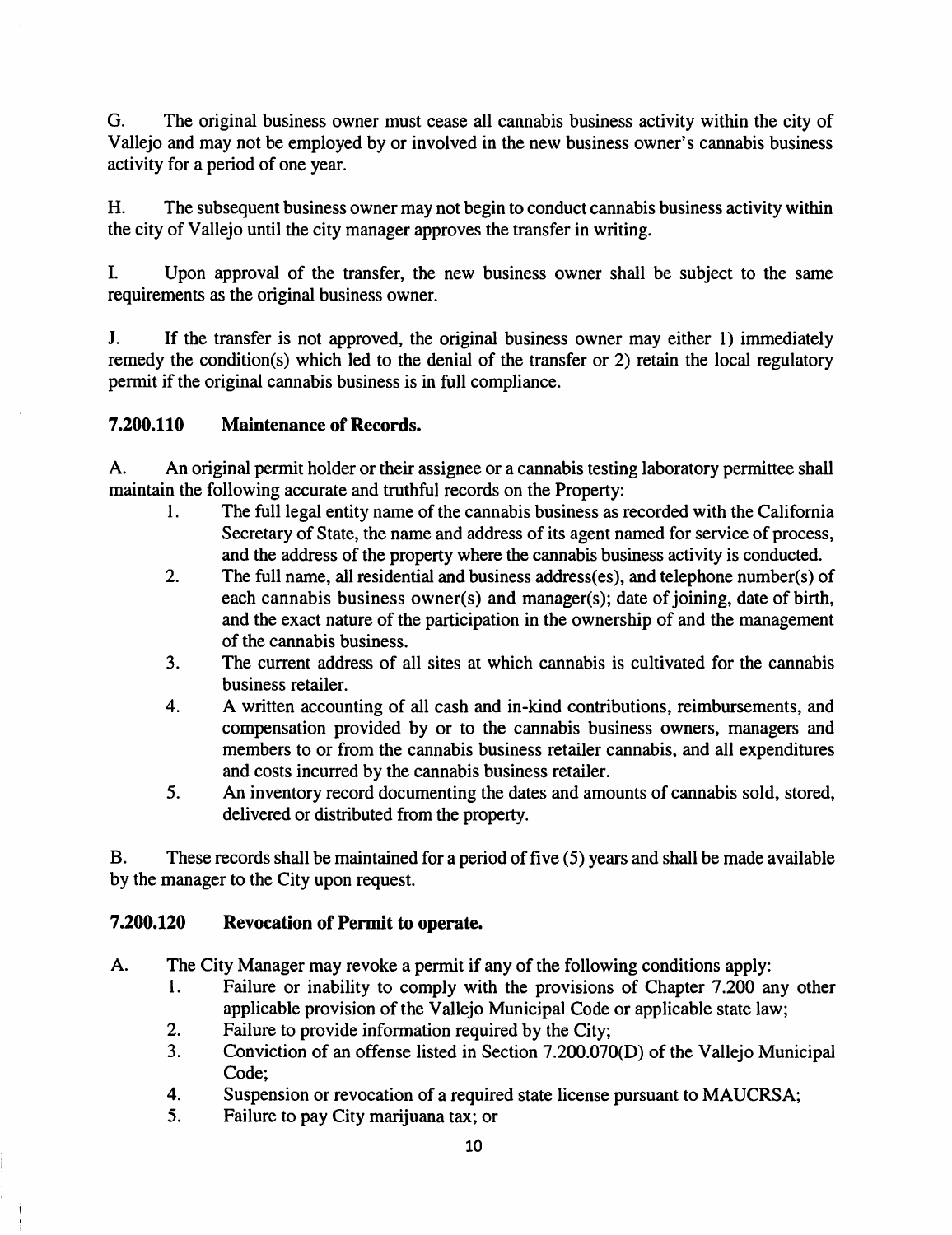G. The original business owner must cease all cannabis business activity within the city of Vallejo and may not be employed by or involved in the new business owner's cannabis business activity for a period of one year.

H. The subsequent business owner may not begin to conduct cannabis business activity within the city of Vallejo until the city manager approves the transfer in writing.

I. Upon approval of the transfer, the new business owner shall be subject to the same requirements as the original business owner.

J. If the transfer is not approved, the original business owner may either 1) immediately remedy the condition(s) which led to the denial of the transfer or 2) retain the local regulatory permit if the original cannabis business is in full compliance.

### 7.200.110 Maintenance of Records.

A. An original permit holder or their assignee or a cannabis testing laboratory permittee shall maintain the following accurate and truthful records on the Property:

1. The full legal entity name of the cannabis business as recorded with the California Secretary of State, the name and address of its agent named for service of process, and the address of the property where the cannabis business activity is conducted.
2. The full name, all residential and business address(es), and telephone number(s) of each cannabis business owner(s) and manager(s); date of joining, date of birth, and the exact nature of the participation in the ownership of and the management of the cannabis business.
3. The current address of all sites at which cannabis is cultivated for the cannabis business retailer.
4. A written accounting of all cash and in-kind contributions, reimbursements, and compensation provided by or to the cannabis business owners, managers and members to or from the cannabis business retailer cannabis, and all expenditures and costs incurred by the cannabis business retailer.
5. An inventory record documenting the dates and amounts of cannabis sold, stored, delivered or distributed from the property.

B. These records shall be maintained for a period of five (5) years and shall be made available by the manager to the City upon request.

### 7.200.120 Revocation of Permit to operate.

A. The City Manager may revoke a permit if any of the following conditions apply:

1. Failure or inability to comply with the provisions of Chapter 7.200 any other applicable provision of the Vallejo Municipal Code or applicable state law;
2. Failure to provide information required by the City;
3. Conviction of an offense listed in Section 7.200.070(D) of the Vallejo Municipal Code;
4. Suspension or revocation of a required state license pursuant to MAUCRSA;
5. Failure to pay City marijuana tax; or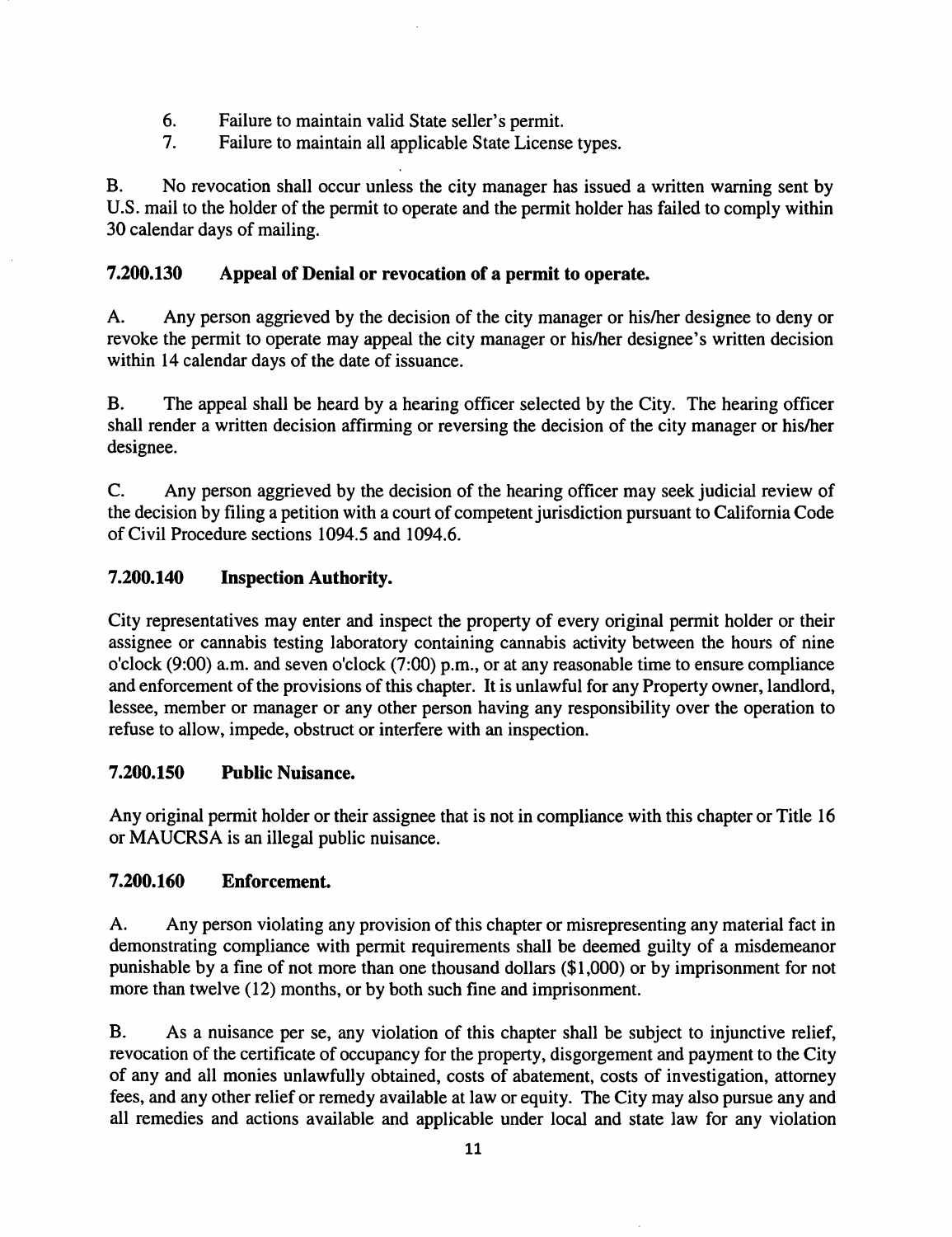6. Failure to maintain valid State seller's permit.
7. Failure to maintain all applicable State License types.

B. No revocation shall occur unless the city manager has issued a written warning sent by U.S. mail to the holder of the permit to operate and the permit holder has failed to comply within 30 calendar days of mailing.

### 7.200.130 Appeal of Denial or revocation of a permit to operate.

A. Any person aggrieved by the decision of the city manager or his/her designee to deny or revoke the permit to operate may appeal the city manager or his/her designee's written decision within 14 calendar days of the date of issuance.

B. The appeal shall be heard by a hearing officer selected by the City. The hearing officer shall render a written decision affirming or reversing the decision of the city manager or his/her designee.

C. Any person aggrieved by the decision of the hearing officer may seek judicial review of the decision by filing a petition with a court of competent jurisdiction pursuant to California Code of Civil Procedure sections 1094.5 and 1094.6.

### 7.200.140 Inspection Authority.

City representatives may enter and inspect the property of every original permit holder or their assignee or cannabis testing laboratory containing cannabis activity between the hours of nine o'clock (9:00) a.m. and seven o'clock (7:00) p.m., or at any reasonable time to ensure compliance and enforcement of the provisions of this chapter. It is unlawful for any Property owner, landlord, lessee, member or manager or any other person having any responsibility over the operation to refuse to allow, impede, obstruct or interfere with an inspection.

### 7.200.150 Public Nuisance.

Any original permit holder or their assignee that is not in compliance with this chapter or Title 16 or MAUCRSA is an illegal public nuisance.

### 7.200.160 Enforcement.

A. Any person violating any provision of this chapter or misrepresenting any material fact in demonstrating compliance with permit requirements shall be deemed guilty of a misdemeanor punishable by a fine of not more than one thousand dollars ($1,000) or by imprisonment for not more than twelve (12) months, or by both such fine and imprisonment.

B. As a nuisance per se, any violation of this chapter shall be subject to injunctive relief, revocation of the certificate of occupancy for the property, disgorgement and payment to the City of any and all monies unlawfully obtained, costs of abatement, costs of investigation, attorney fees, and any other relief or remedy available at law or equity. The City may also pursue any and all remedies and actions available and applicable under local and state law for any violation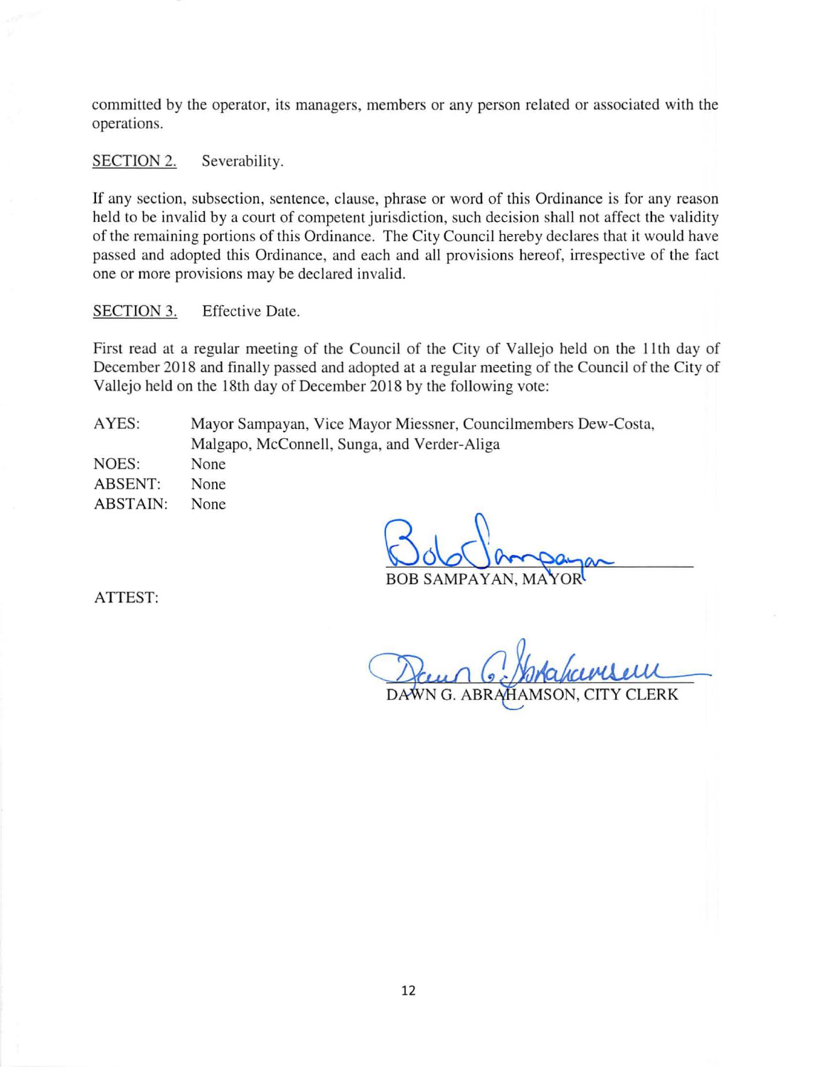committed by the operator, its managers, members or any person related or associated with the operations.

SECTION 2. Severability.

If any section, subsection, sentence, clause, phrase or word of this Ordinance is for any reason held to be invalid by a court of competent jurisdiction, such decision shall not affect the validity of the remaining portions of this Ordinance. The City Council hereby declares that it would have passed and adopted this Ordinance, and each and all provisions hereof, irrespective of the fact one or more provisions may be declared invalid.

SECTION 3. Effective Date.

First read at a regular meeting of the Council of the City of Vallejo held on the 11th day of December 2018 and finally passed and adopted at a regular meeting of the Council of the City of Vallejo held on the 18th day of December 2018 by the following vote:

| | |
|---|---|
| AYES: | Mayor Sampayan, Vice Mayor Miessner, Councilmembers Dew-Costa, Malgapo, McConnell, Sunga, and Verder-Aliga |
| NOES: | None |
| ABSENT: | None |
| ABSTAIN: | None |

BOB SAMPAYAN, MAYOR

ATTEST:

DAWN G. ABRAHAMSON, CITY CLERK